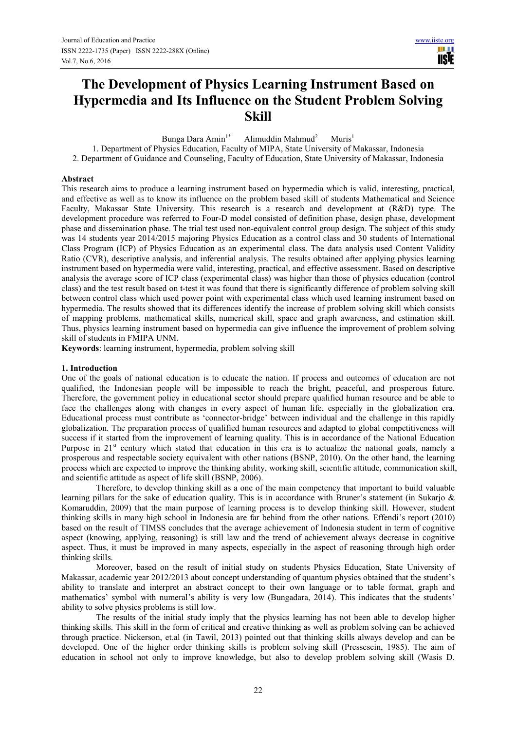# The Development of Physics Learning Instrument Based on Hypermedia and Its Influence on the Student Problem Solving Skill

Bunga Dara Amin[1*] Alimuddin Mahmud[2] Muris[1]

1. Department of Physics Education, Faculty of MIPA, State University of Makassar, Indonesia
2. Department of Guidance and Counseling, Faculty of Education, State University of Makassar, Indonesia

**Abstract**

This research aims to produce a learning instrument based on hypermedia which is valid, interesting, practical, and effective as well as to know its influence on the problem based skill of students Mathematical and Science Faculty, Makassar State University. This research is a research and development at (R&D) type. The development procedure was referred to Four-D model consisted of definition phase, design phase, development phase and dissemination phase. The trial test used non-equivalent control group design. The subject of this study was 14 students year 2014/2015 majoring Physics Education as a control class and 30 students of International Class Program (ICP) of Physics Education as an experimental class. The data analysis used Content Validity Ratio (CVR), descriptive analysis, and inferential analysis. The results obtained after applying physics learning instrument based on hypermedia were valid, interesting, practical, and effective assessment. Based on descriptive analysis the average score of ICP class (experimental class) was higher than those of physics education (control class) and the test result based on t-test it was found that there is significantly difference of problem solving skill between control class which used power point with experimental class which used learning instrument based on hypermedia. The results showed that its differences identify the increase of problem solving skill which consists of mapping problems, mathematical skills, numerical skill, space and graph awareness, and estimation skill. Thus, physics learning instrument based on hypermedia can give influence the improvement of problem solving skill of students in FMIPA UNM.

**Keywords**: learning instrument, hypermedia, problem solving skill

## 1. Introduction

One of the goals of national education is to educate the nation. If process and outcomes of education are not qualified, the Indonesian people will be impossible to reach the bright, peaceful, and prosperous future. Therefore, the government policy in educational sector should prepare qualified human resource and be able to face the challenges along with changes in every aspect of human life, especially in the globalization era. Educational process must contribute as 'connector-bridge' between individual and the challenge in this rapidly globalization. The preparation process of qualified human resources and adapted to global competitiveness will success if it started from the improvement of learning quality. This is in accordance of the National Education Purpose in 21[st] century which stated that education in this era is to actualize the national goals, namely a prosperous and respectable society equivalent with other nations (BSNP, 2010). On the other hand, the learning process which are expected to improve the thinking ability, working skill, scientific attitude, communication skill, and scientific attitude as aspect of life skill (BSNP, 2006).

Therefore, to develop thinking skill as a one of the main competency that important to build valuable learning pillars for the sake of education quality. This is in accordance with Bruner's statement (in Sukarjo & Komaruddin, 2009) that the main purpose of learning process is to develop thinking skill. However, student thinking skills in many high school in Indonesia are far behind from the other nations. Effendi's report (2010) based on the result of TIMSS concludes that the average achievement of Indonesia student in term of cognitive aspect (knowing, applying, reasoning) is still law and the trend of achievement always decrease in cognitive aspect. Thus, it must be improved in many aspects, especially in the aspect of reasoning through high order thinking skills.

Moreover, based on the result of initial study on students Physics Education, State University of Makassar, academic year 2012/2013 about concept understanding of quantum physics obtained that the student's ability to translate and interpret an abstract concept to their own language or to table format, graph and mathematics' symbol with numeral's ability is very low (Bungadara, 2014). This indicates that the students' ability to solve physics problems is still low.

The results of the initial study imply that the physics learning has not been able to develop higher thinking skills. This skill in the form of critical and creative thinking as well as problem solving can be achieved through practice. Nickerson, et.al (in Tawil, 2013) pointed out that thinking skills always develop and can be developed. One of the higher order thinking skills is problem solving skill (Pressesein, 1985). The aim of education in school not only to improve knowledge, but also to develop problem solving skill (Wasis D.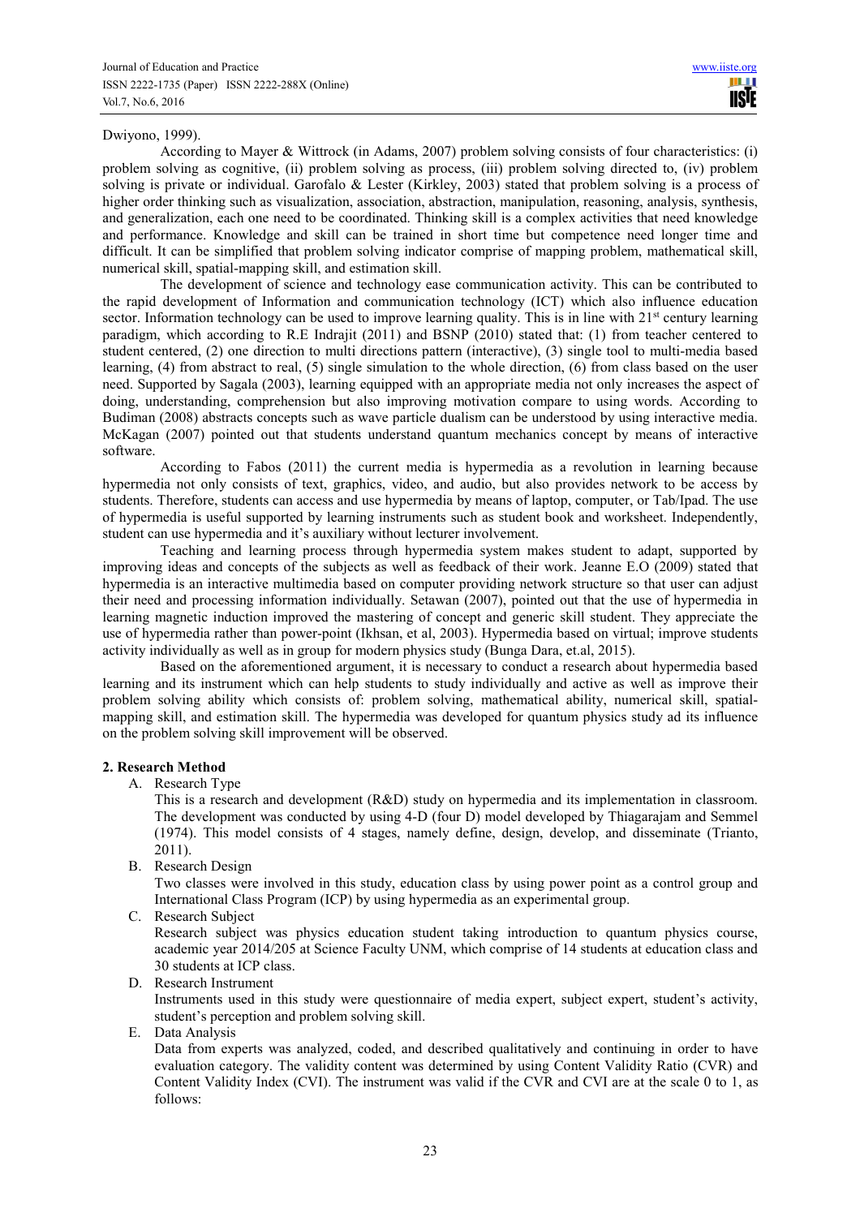Dwiyono, 1999).

According to Mayer & Wittrock (in Adams, 2007) problem solving consists of four characteristics: (i) problem solving as cognitive, (ii) problem solving as process, (iii) problem solving directed to, (iv) problem solving is private or individual. Garofalo & Lester (Kirkley, 2003) stated that problem solving is a process of higher order thinking such as visualization, association, abstraction, manipulation, reasoning, analysis, synthesis, and generalization, each one need to be coordinated. Thinking skill is a complex activities that need knowledge and performance. Knowledge and skill can be trained in short time but competence need longer time and difficult. It can be simplified that problem solving indicator comprise of mapping problem, mathematical skill, numerical skill, spatial-mapping skill, and estimation skill.

The development of science and technology ease communication activity. This can be contributed to the rapid development of Information and communication technology (ICT) which also influence education sector. Information technology can be used to improve learning quality. This is in line with 21st century learning paradigm, which according to R.E Indrajit (2011) and BSNP (2010) stated that: (1) from teacher centered to student centered, (2) one direction to multi directions pattern (interactive), (3) single tool to multi-media based learning, (4) from abstract to real, (5) single simulation to the whole direction, (6) from class based on the user need. Supported by Sagala (2003), learning equipped with an appropriate media not only increases the aspect of doing, understanding, comprehension but also improving motivation compare to using words. According to Budiman (2008) abstracts concepts such as wave particle dualism can be understood by using interactive media. McKagan (2007) pointed out that students understand quantum mechanics concept by means of interactive software.

According to Fabos (2011) the current media is hypermedia as a revolution in learning because hypermedia not only consists of text, graphics, video, and audio, but also provides network to be access by students. Therefore, students can access and use hypermedia by means of laptop, computer, or Tab/Ipad. The use of hypermedia is useful supported by learning instruments such as student book and worksheet. Independently, student can use hypermedia and it's auxiliary without lecturer involvement.

Teaching and learning process through hypermedia system makes student to adapt, supported by improving ideas and concepts of the subjects as well as feedback of their work. Jeanne E.O (2009) stated that hypermedia is an interactive multimedia based on computer providing network structure so that user can adjust their need and processing information individually. Setawan (2007), pointed out that the use of hypermedia in learning magnetic induction improved the mastering of concept and generic skill student. They appreciate the use of hypermedia rather than power-point (Ikhsan, et al, 2003). Hypermedia based on virtual; improve students activity individually as well as in group for modern physics study (Bunga Dara, et.al, 2015).

Based on the aforementioned argument, it is necessary to conduct a research about hypermedia based learning and its instrument which can help students to study individually and active as well as improve their problem solving ability which consists of: problem solving, mathematical ability, numerical skill, spatial-mapping skill, and estimation skill. The hypermedia was developed for quantum physics study ad its influence on the problem solving skill improvement will be observed.

## 2. Research Method

A. Research Type

This is a research and development (R&D) study on hypermedia and its implementation in classroom. The development was conducted by using 4-D (four D) model developed by Thiagarajam and Semmel (1974). This model consists of 4 stages, namely define, design, develop, and disseminate (Trianto, 2011).

B. Research Design

Two classes were involved in this study, education class by using power point as a control group and International Class Program (ICP) by using hypermedia as an experimental group.

C. Research Subject

Research subject was physics education student taking introduction to quantum physics course, academic year 2014/205 at Science Faculty UNM, which comprise of 14 students at education class and 30 students at ICP class.

D. Research Instrument

Instruments used in this study were questionnaire of media expert, subject expert, student's activity, student's perception and problem solving skill.

E. Data Analysis

Data from experts was analyzed, coded, and described qualitatively and continuing in order to have evaluation category. The validity content was determined by using Content Validity Ratio (CVR) and Content Validity Index (CVI). The instrument was valid if the CVR and CVI are at the scale 0 to 1, as follows: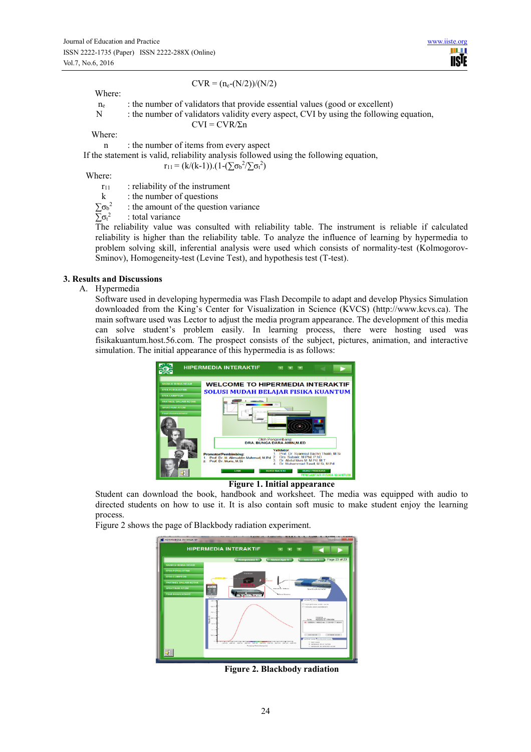$$CVR = (n_e-(N/2))/(N/2)$$

Where:

$n_e$ : the number of validators that provide essential values (good or excellent)

N : the number of validators validity every aspect, CVI by using the following equation,

$$CVI = CVR/\Sigma n$$

Where:

n : the number of items from every aspect

If the statement is valid, reliability analysis followed using the following equation,

$$r_{11} = (k/(k-1)).(1-(\sum\sigma_b^2/\sum\sigma_t^2)$$

Where:

$r_{11}$ : reliability of the instrument

k : the number of questions

$\sum\sigma_b^2$ : the amount of the question variance

$\sum\sigma_t^2$ : total variance

The reliability value was consulted with reliability table. The instrument is reliable if calculated reliability is higher than the reliability table. To analyze the influence of learning by hypermedia to problem solving skill, inferential analysis were used which consists of normality-test (Kolmogorov-Sminov), Homogeneity-test (Levine Test), and hypothesis test (T-test).

## 3. Results and Discussions

A. Hypermedia

Software used in developing hypermedia was Flash Decompile to adapt and develop Physics Simulation downloaded from the King's Center for Visualization in Science (KVCS) (http://www.kcvs.ca). The main software used was Lector to adjust the media program appearance. The development of this media can solve student's problem easily. In learning process, there were hosting used was fisikakuantum.host.56.com. The prospect consists of the subject, pictures, animation, and interactive simulation. The initial appearance of this hypermedia is as follows:

**Figure 1. Initial appearance**

Student can download the book, handbook and worksheet. The media was equipped with audio to directed students on how to use it. It is also contain soft music to make student enjoy the learning process.

Figure 2 shows the page of Blackbody radiation experiment.

**Figure 2. Blackbody radiation**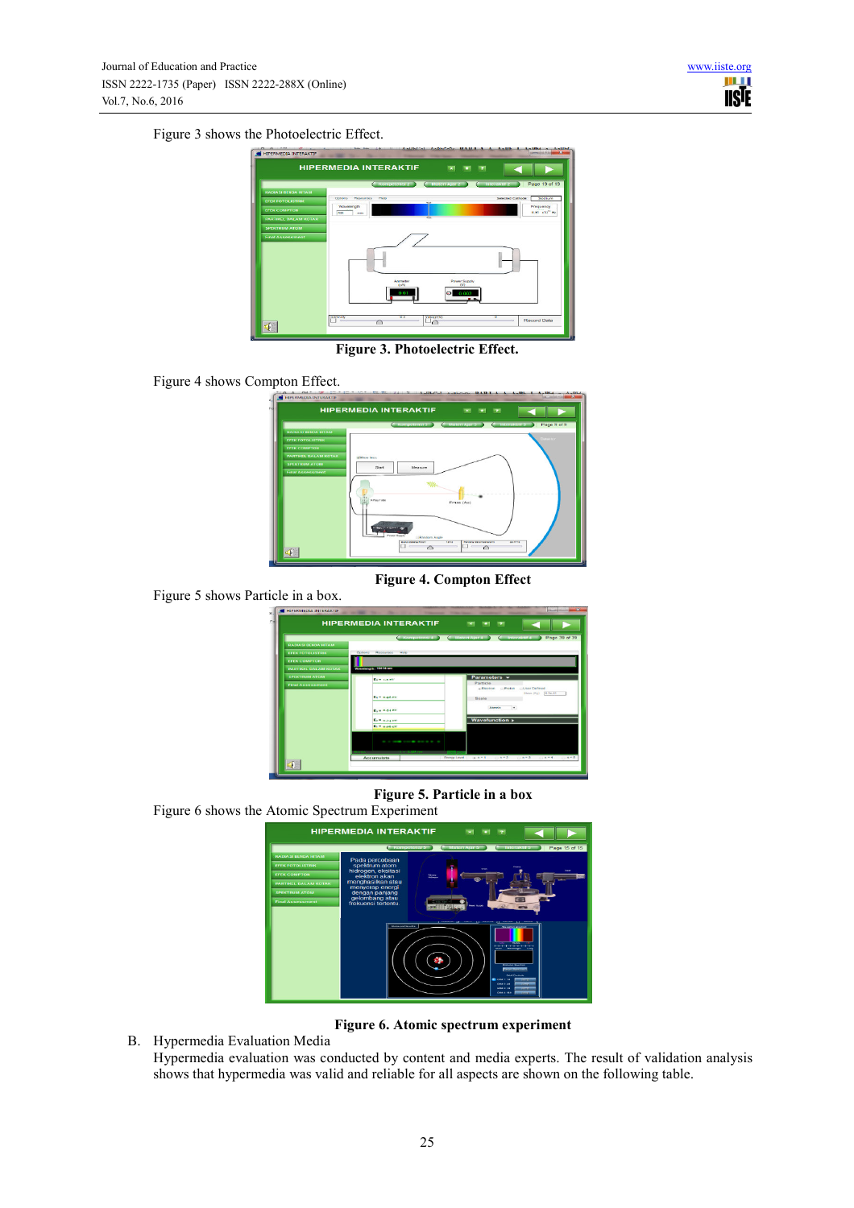Figure 3 shows the Photoelectric Effect.

**Figure 3. Photoelectric Effect.**

Figure 4 shows Compton Effect.

**Figure 4. Compton Effect**

Figure 5 shows Particle in a box.

**Figure 5. Particle in a box**

Figure 6 shows the Atomic Spectrum Experiment

**Figure 6. Atomic spectrum experiment**

B. Hypermedia Evaluation Media

Hypermedia evaluation was conducted by content and media experts. The result of validation analysis shows that hypermedia was valid and reliable for all aspects are shown on the following table.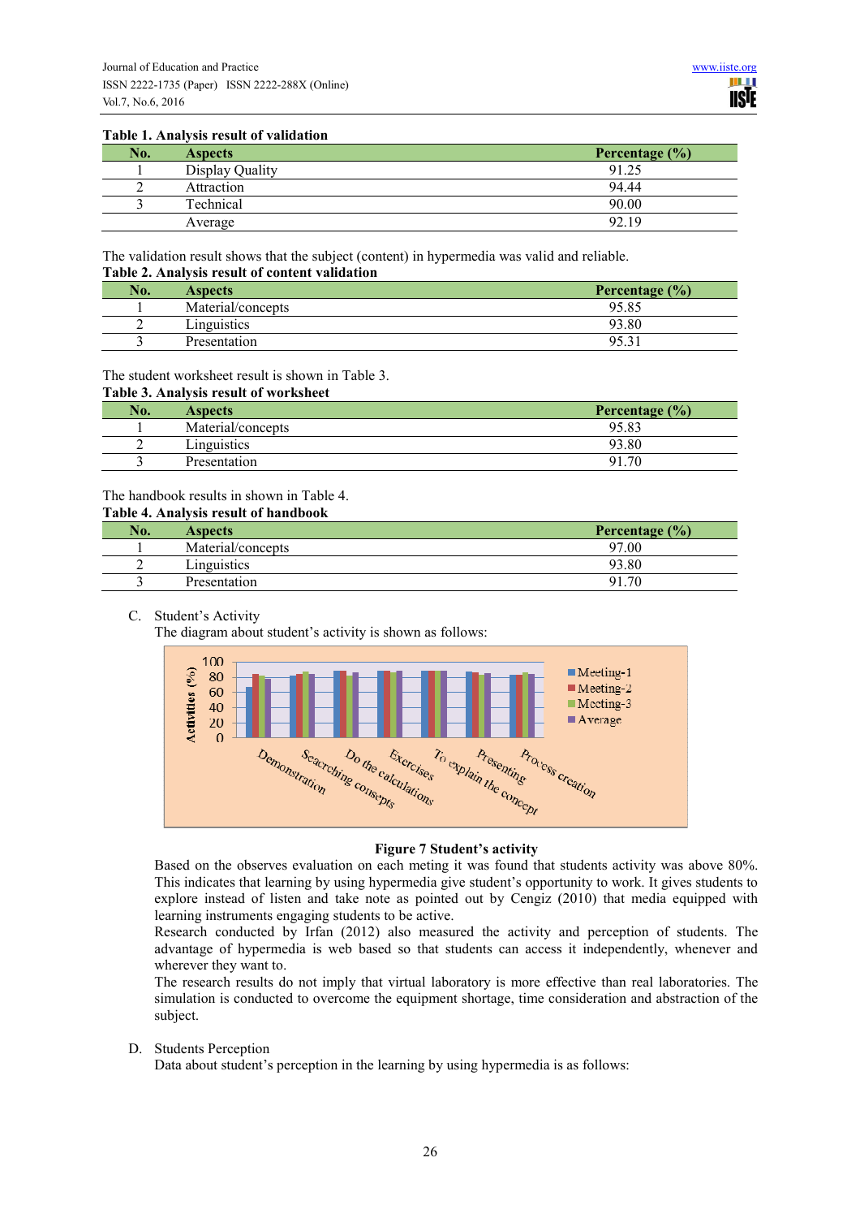**Table 1. Analysis result of validation**

| No. | Aspects | Percentage (%) |
|---|---|---|
| 1 | Display Quality | 91.25 |
| 2 | Attraction | 94.44 |
| 3 | Technical | 90.00 |
| | Average | 92.19 |

The validation result shows that the subject (content) in hypermedia was valid and reliable.

**Table 2. Analysis result of content validation**

| No. | Aspects | Percentage (%) |
|---|---|---|
| 1 | Material/concepts | 95.85 |
| 2 | Linguistics | 93.80 |
| 3 | Presentation | 95.31 |

The student worksheet result is shown in Table 3.

**Table 3. Analysis result of worksheet**

| No. | Aspects | Percentage (%) |
|---|---|---|
| 1 | Material/concepts | 95.83 |
| 2 | Linguistics | 93.80 |
| 3 | Presentation | 91.70 |

The handbook results in shown in Table 4.

**Table 4. Analysis result of handbook**

| No. | Aspects | Percentage (%) |
|---|---|---|
| 1 | Material/concepts | 97.00 |
| 2 | Linguistics | 93.80 |
| 3 | Presentation | 91.70 |

C. Student's Activity

The diagram about student's activity is shown as follows:

**Figure 7 Student's activity**

Based on the observes evaluation on each meting it was found that students activity was above 80%. This indicates that learning by using hypermedia give student's opportunity to work. It gives students to explore instead of listen and take note as pointed out by Cengiz (2010) that media equipped with learning instruments engaging students to be active.

Research conducted by Irfan (2012) also measured the activity and perception of students. The advantage of hypermedia is web based so that students can access it independently, whenever and wherever they want to.

The research results do not imply that virtual laboratory is more effective than real laboratories. The simulation is conducted to overcome the equipment shortage, time consideration and abstraction of the subject.

D. Students Perception

Data about student's perception in the learning by using hypermedia is as follows: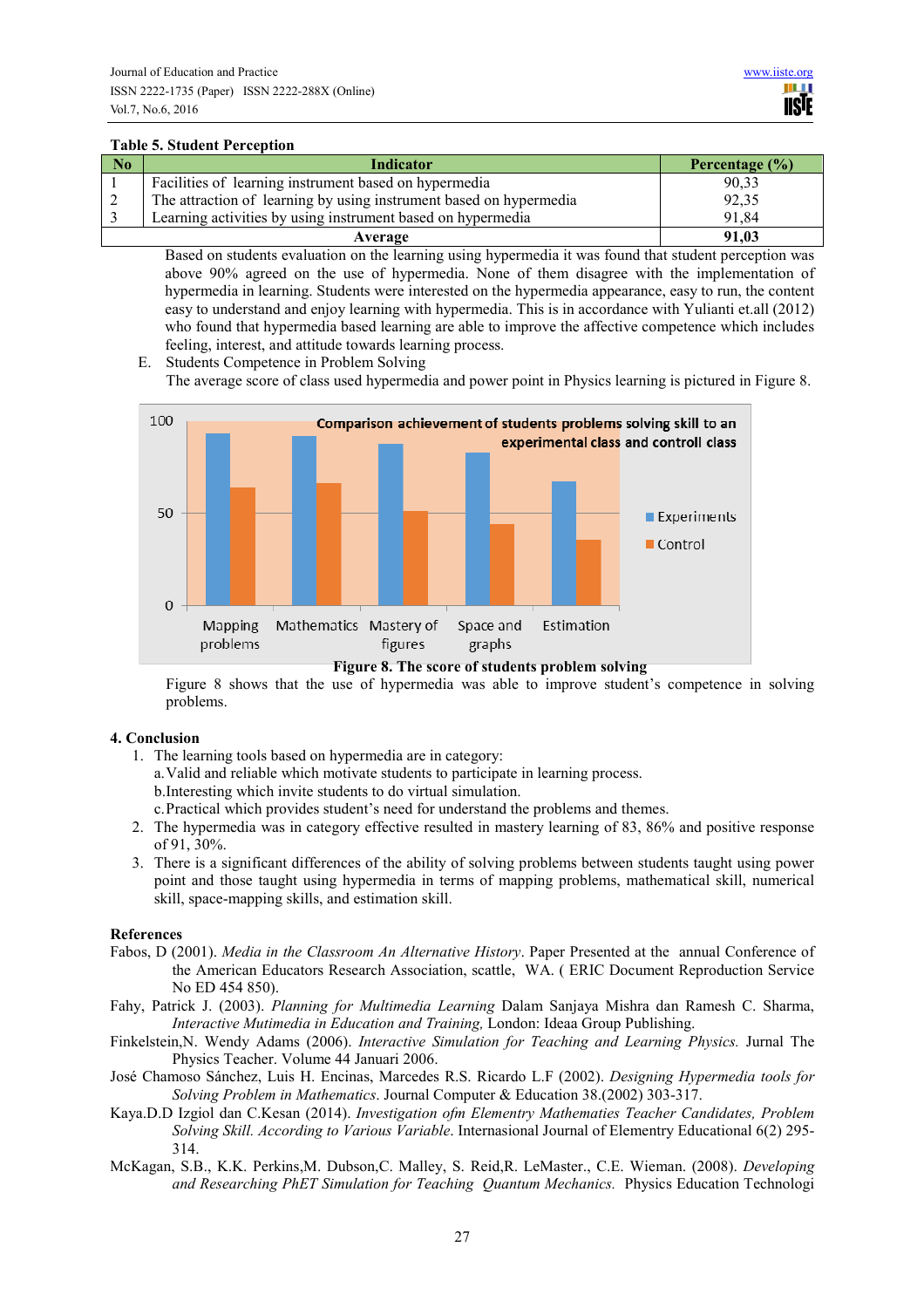**Table 5. Student Perception**

| No | Indicator | Percentage (%) |
|---|---|---|
| 1 | Facilities of learning instrument based on hypermedia | 90,33 |
| 2 | The attraction of learning by using instrument based on hypermedia | 92,35 |
| 3 | Learning activities by using instrument based on hypermedia | 91,84 |
| **Average** | | **91,03** |

Based on students evaluation on the learning using hypermedia it was found that student perception was above 90% agreed on the use of hypermedia. None of them disagree with the implementation of hypermedia in learning. Students were interested on the hypermedia appearance, easy to run, the content easy to understand and enjoy learning with hypermedia. This is in accordance with Yulianti et.all (2012) who found that hypermedia based learning are able to improve the affective competence which includes feeling, interest, and attitude towards learning process.

E. Students Competence in Problem Solving

The average score of class used hypermedia and power point in Physics learning is pictured in Figure 8.

**Figure 8. The score of students problem solving**

Figure 8 shows that the use of hypermedia was able to improve student's competence in solving problems.

## 4. Conclusion

1. The learning tools based on hypermedia are in category:
   a. Valid and reliable which motivate students to participate in learning process.
   b. Interesting which invite students to do virtual simulation.
   c. Practical which provides student's need for understand the problems and themes.
2. The hypermedia was in category effective resulted in mastery learning of 83, 86% and positive response of 91, 30%.
3. There is a significant differences of the ability of solving problems between students taught using power point and those taught using hypermedia in terms of mapping problems, mathematical skill, numerical skill, space-mapping skills, and estimation skill.

## References

Fabos, D (2001). *Media in the Classroom An Alternative History*. Paper Presented at the annual Conference of the American Educators Research Association, scattle, WA. ( ERIC Document Reproduction Service No ED 454 850).

Fahy, Patrick J. (2003). *Planning for Multimedia Learning* Dalam Sanjaya Mishra dan Ramesh C. Sharma, *Interactive Mutimedia in Education and Training,* London: Ideaa Group Publishing.

Finkelstein,N. Wendy Adams (2006). *Interactive Simulation for Teaching and Learning Physics.* Jurnal The Physics Teacher. Volume 44 Januari 2006.

José Chamoso Sánchez, Luis H. Encinas, Marcedes R.S. Ricardo L.F (2002). *Designing Hypermedia tools for Solving Problem in Mathematics*. Journal Computer & Education 38.(2002) 303-317.

Kaya.D.D Izgiol dan C.Kesan (2014). *Investigation ofm Elementry Mathematics Teacher Candidates, Problem Solving Skill. According to Various Variable*. Internasional Journal of Elementry Educational 6(2) 295-314.

McKagan, S.B., K.K. Perkins,M. Dubson,C. Malley, S. Reid,R. LeMaster., C.E. Wieman. (2008). *Developing and Researching PhET Simulation for Teaching Quantum Mechanics.* Physics Education Technologi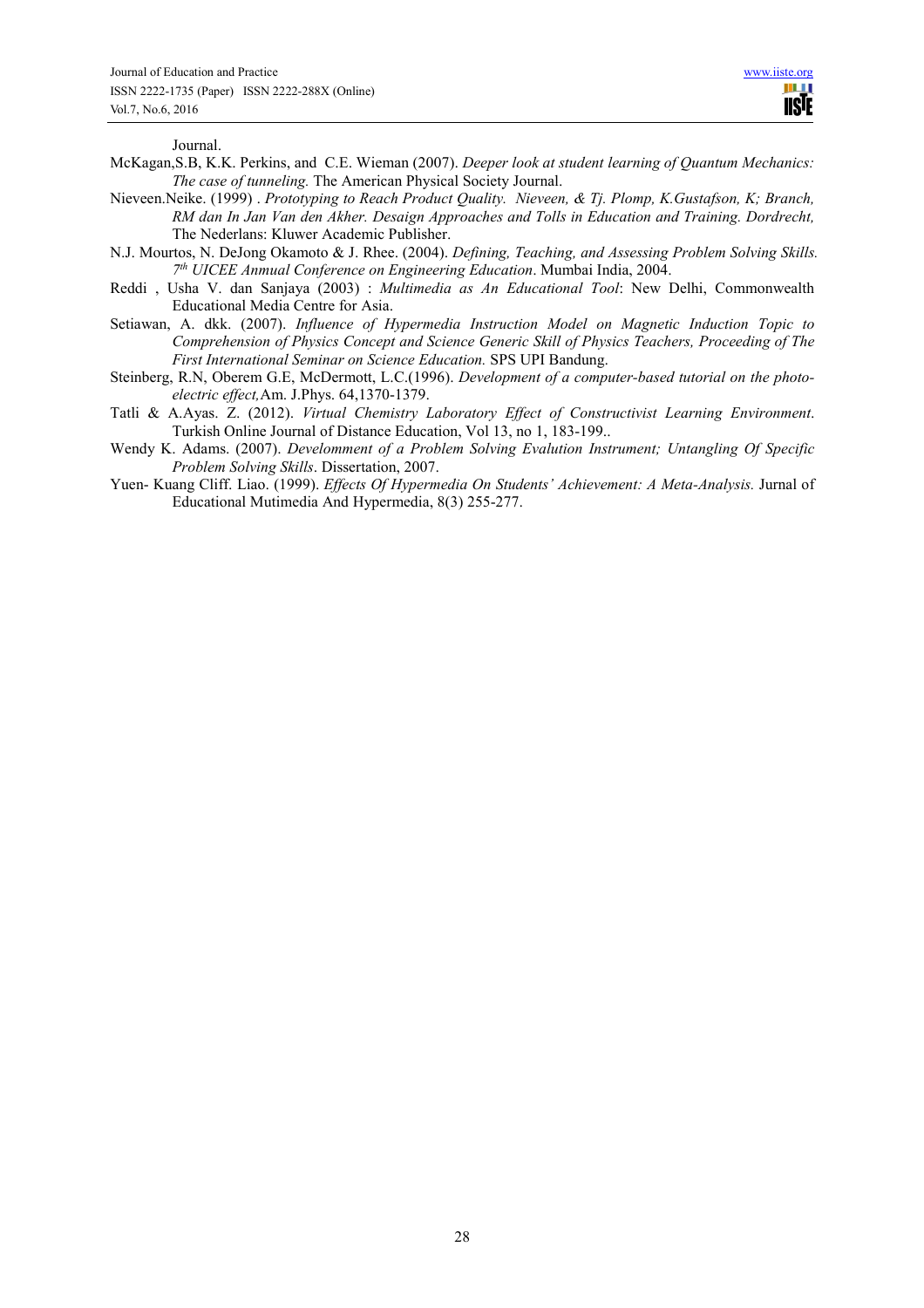Journal.

McKagan,S.B, K.K. Perkins, and C.E. Wieman (2007). *Deeper look at student learning of Quantum Mechanics: The case of tunneling.* The American Physical Society Journal.

Nieveen.Neike. (1999) . *Prototyping to Reach Product Quality. Nieveen, & Tj. Plomp, K.Gustafson, K; Branch, RM dan In Jan Van den Akher. Desaign Approaches and Tolls in Education and Training. Dordrecht,* The Nederlans: Kluwer Academic Publisher.

N.J. Mourtos, N. DeJong Okamoto & J. Rhee. (2004). *Defining, Teaching, and Assessing Problem Solving Skills. 7th UICEE Anmual Conference on Engineering Education*. Mumbai India, 2004.

Reddi , Usha V. dan Sanjaya (2003) : *Multimedia as An Educational Tool*: New Delhi, Commonwealth Educational Media Centre for Asia.

Setiawan, A. dkk. (2007). *Influence of Hypermedia Instruction Model on Magnetic Induction Topic to Comprehension of Physics Concept and Science Generic Skill of Physics Teachers, Proceeding of The First International Seminar on Science Education.* SPS UPI Bandung.

Steinberg, R.N, Oberem G.E, McDermott, L.C.(1996). *Development of a computer-based tutorial on the photo-electric effect,*Am. J.Phys. 64,1370-1379.

Tatli & A.Ayas. Z. (2012). *Virtual Chemistry Laboratory Effect of Constructivist Learning Environment*. Turkish Online Journal of Distance Education, Vol 13, no 1, 183-199..

Wendy K. Adams. (2007). *Develomment of a Problem Solving Evalution Instrument; Untangling Of Specific Problem Solving Skills*. Dissertation, 2007.

Yuen- Kuang Cliff. Liao. (1999). *Effects Of Hypermedia On Students' Achievement: A Meta-Analysis.* Jurnal of Educational Mutimedia And Hypermedia, 8(3) 255-277.